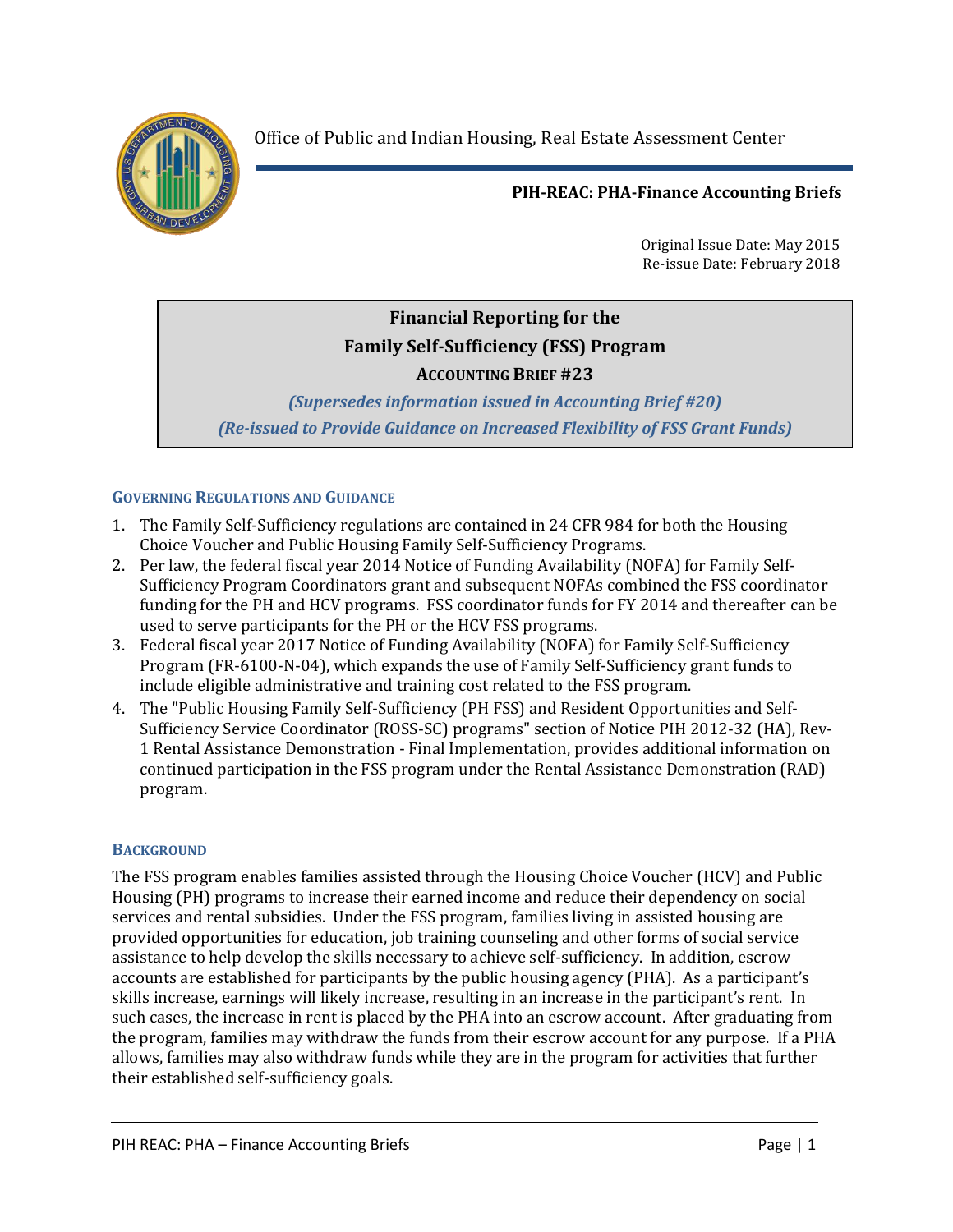Office of Public and Indian Housing, Real Estate Assessment Center

**PIH-REAC: PHA-Finance Accounting Briefs**

Original Issue Date: May 2015
Re-issue Date: February 2018

# Financial Reporting for the Family Self-Sufficiency (FSS) Program

## ACCOUNTING BRIEF #23

*(Supersedes information issued in Accounting Brief #20)*

*(Re-issued to Provide Guidance on Increased Flexibility of FSS Grant Funds)*

### GOVERNING REGULATIONS AND GUIDANCE

1. The Family Self-Sufficiency regulations are contained in 24 CFR 984 for both the Housing Choice Voucher and Public Housing Family Self-Sufficiency Programs.
2. Per law, the federal fiscal year 2014 Notice of Funding Availability (NOFA) for Family Self-Sufficiency Program Coordinators grant and subsequent NOFAs combined the FSS coordinator funding for the PH and HCV programs. FSS coordinator funds for FY 2014 and thereafter can be used to serve participants for the PH or the HCV FSS programs.
3. Federal fiscal year 2017 Notice of Funding Availability (NOFA) for Family Self-Sufficiency Program (FR-6100-N-04), which expands the use of Family Self-Sufficiency grant funds to include eligible administrative and training cost related to the FSS program.
4. The "Public Housing Family Self-Sufficiency (PH FSS) and Resident Opportunities and Self-Sufficiency Service Coordinator (ROSS-SC) programs" section of Notice PIH 2012-32 (HA), Rev-1 Rental Assistance Demonstration - Final Implementation, provides additional information on continued participation in the FSS program under the Rental Assistance Demonstration (RAD) program.

### BACKGROUND

The FSS program enables families assisted through the Housing Choice Voucher (HCV) and Public Housing (PH) programs to increase their earned income and reduce their dependency on social services and rental subsidies. Under the FSS program, families living in assisted housing are provided opportunities for education, job training counseling and other forms of social service assistance to help develop the skills necessary to achieve self-sufficiency. In addition, escrow accounts are established for participants by the public housing agency (PHA). As a participant's skills increase, earnings will likely increase, resulting in an increase in the participant's rent. In such cases, the increase in rent is placed by the PHA into an escrow account. After graduating from the program, families may withdraw the funds from their escrow account for any purpose. If a PHA allows, families may also withdraw funds while they are in the program for activities that further their established self-sufficiency goals.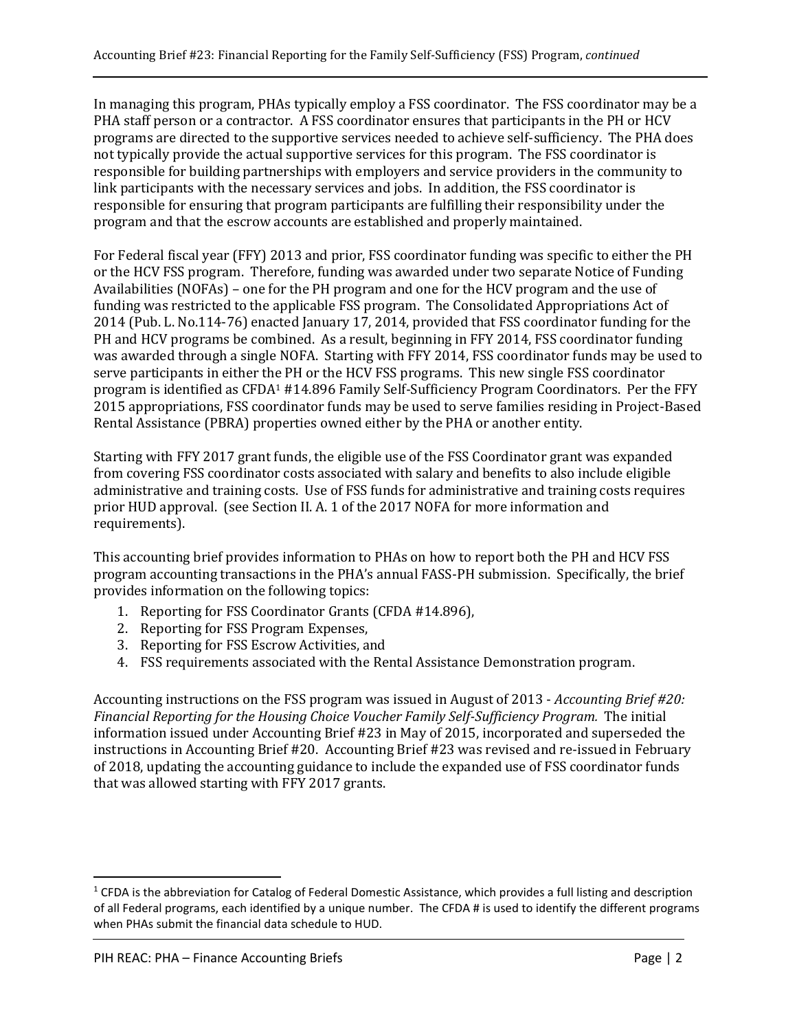In managing this program, PHAs typically employ a FSS coordinator. The FSS coordinator may be a PHA staff person or a contractor. A FSS coordinator ensures that participants in the PH or HCV programs are directed to the supportive services needed to achieve self-sufficiency. The PHA does not typically provide the actual supportive services for this program. The FSS coordinator is responsible for building partnerships with employers and service providers in the community to link participants with the necessary services and jobs. In addition, the FSS coordinator is responsible for ensuring that program participants are fulfilling their responsibility under the program and that the escrow accounts are established and properly maintained.

For Federal fiscal year (FFY) 2013 and prior, FSS coordinator funding was specific to either the PH or the HCV FSS program. Therefore, funding was awarded under two separate Notice of Funding Availabilities (NOFAs) – one for the PH program and one for the HCV program and the use of funding was restricted to the applicable FSS program. The Consolidated Appropriations Act of 2014 (Pub. L. No.114-76) enacted January 17, 2014, provided that FSS coordinator funding for the PH and HCV programs be combined. As a result, beginning in FFY 2014, FSS coordinator funding was awarded through a single NOFA. Starting with FFY 2014, FSS coordinator funds may be used to serve participants in either the PH or the HCV FSS programs. This new single FSS coordinator program is identified as CFDA[1] #14.896 Family Self-Sufficiency Program Coordinators. Per the FFY 2015 appropriations, FSS coordinator funds may be used to serve families residing in Project-Based Rental Assistance (PBRA) properties owned either by the PHA or another entity.

Starting with FFY 2017 grant funds, the eligible use of the FSS Coordinator grant was expanded from covering FSS coordinator costs associated with salary and benefits to also include eligible administrative and training costs. Use of FSS funds for administrative and training costs requires prior HUD approval. (see Section II. A. 1 of the 2017 NOFA for more information and requirements).

This accounting brief provides information to PHAs on how to report both the PH and HCV FSS program accounting transactions in the PHA's annual FASS-PH submission. Specifically, the brief provides information on the following topics:

1. Reporting for FSS Coordinator Grants (CFDA #14.896),
2. Reporting for FSS Program Expenses,
3. Reporting for FSS Escrow Activities, and
4. FSS requirements associated with the Rental Assistance Demonstration program.

Accounting instructions on the FSS program was issued in August of 2013 - *Accounting Brief #20: Financial Reporting for the Housing Choice Voucher Family Self-Sufficiency Program.* The initial information issued under Accounting Brief #23 in May of 2015, incorporated and superseded the instructions in Accounting Brief #20. Accounting Brief #23 was revised and re-issued in February of 2018, updating the accounting guidance to include the expanded use of FSS coordinator funds that was allowed starting with FFY 2017 grants.

---

[1] CFDA is the abbreviation for Catalog of Federal Domestic Assistance, which provides a full listing and description of all Federal programs, each identified by a unique number. The CFDA # is used to identify the different programs when PHAs submit the financial data schedule to HUD.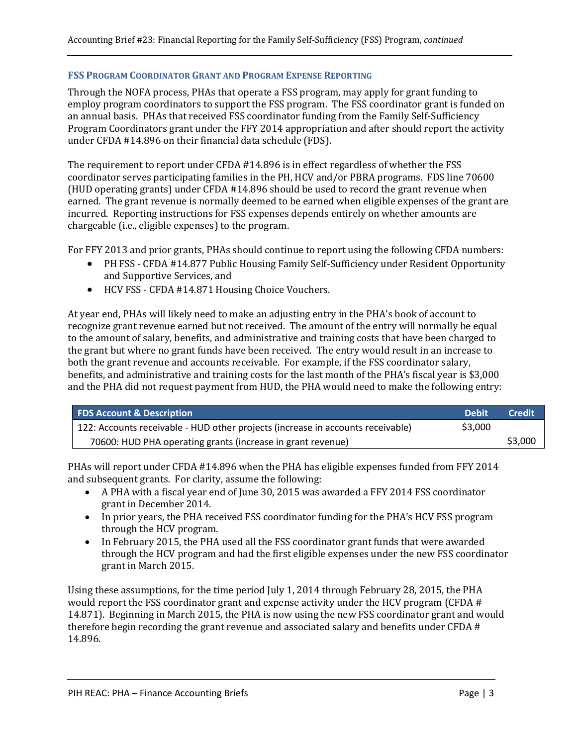## FSS Program Coordinator Grant and Program Expense Reporting

Through the NOFA process, PHAs that operate a FSS program, may apply for grant funding to employ program coordinators to support the FSS program. The FSS coordinator grant is funded on an annual basis. PHAs that received FSS coordinator funding from the Family Self-Sufficiency Program Coordinators grant under the FFY 2014 appropriation and after should report the activity under CFDA #14.896 on their financial data schedule (FDS).

The requirement to report under CFDA #14.896 is in effect regardless of whether the FSS coordinator serves participating families in the PH, HCV and/or PBRA programs. FDS line 70600 (HUD operating grants) under CFDA #14.896 should be used to record the grant revenue when earned. The grant revenue is normally deemed to be earned when eligible expenses of the grant are incurred. Reporting instructions for FSS expenses depends entirely on whether amounts are chargeable (i.e., eligible expenses) to the program.

For FFY 2013 and prior grants, PHAs should continue to report using the following CFDA numbers:

- PH FSS - CFDA #14.877 Public Housing Family Self-Sufficiency under Resident Opportunity and Supportive Services, and
- HCV FSS - CFDA #14.871 Housing Choice Vouchers.

At year end, PHAs will likely need to make an adjusting entry in the PHA's book of account to recognize grant revenue earned but not received. The amount of the entry will normally be equal to the amount of salary, benefits, and administrative and training costs that have been charged to the grant but where no grant funds have been received. The entry would result in an increase to both the grant revenue and accounts receivable. For example, if the FSS coordinator salary, benefits, and administrative and training costs for the last month of the PHA's fiscal year is $3,000 and the PHA did not request payment from HUD, the PHA would need to make the following entry:

| FDS Account & Description | Debit | Credit |
|---|---|---|
| 122: Accounts receivable - HUD other projects (increase in accounts receivable) | $3,000 | |
| 70600: HUD PHA operating grants (increase in grant revenue) | | $3,000 |

PHAs will report under CFDA #14.896 when the PHA has eligible expenses funded from FFY 2014 and subsequent grants. For clarity, assume the following:

- A PHA with a fiscal year end of June 30, 2015 was awarded a FFY 2014 FSS coordinator grant in December 2014.
- In prior years, the PHA received FSS coordinator funding for the PHA's HCV FSS program through the HCV program.
- In February 2015, the PHA used all the FSS coordinator grant funds that were awarded through the HCV program and had the first eligible expenses under the new FSS coordinator grant in March 2015.

Using these assumptions, for the time period July 1, 2014 through February 28, 2015, the PHA would report the FSS coordinator grant and expense activity under the HCV program (CFDA # 14.871). Beginning in March 2015, the PHA is now using the new FSS coordinator grant and would therefore begin recording the grant revenue and associated salary and benefits under CFDA # 14.896.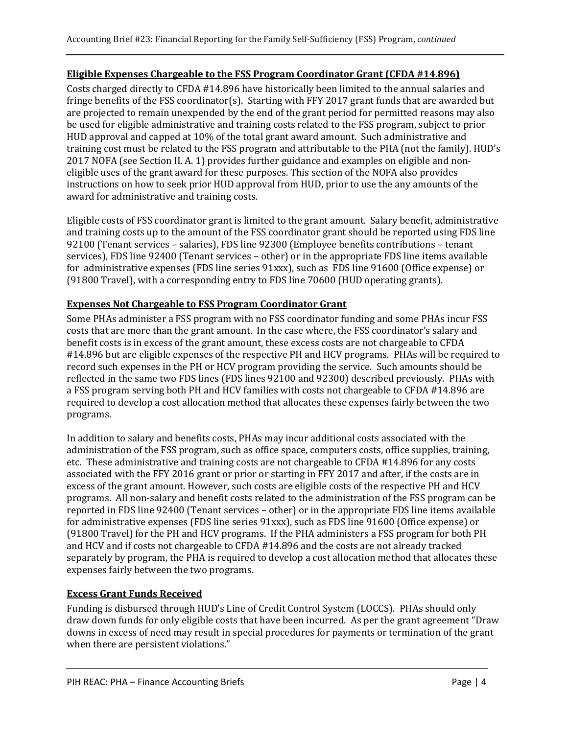## Eligible Expenses Chargeable to the FSS Program Coordinator Grant (CFDA #14.896)

Costs charged directly to CFDA #14.896 have historically been limited to the annual salaries and fringe benefits of the FSS coordinator(s). Starting with FFY 2017 grant funds that are awarded but are projected to remain unexpended by the end of the grant period for permitted reasons may also be used for eligible administrative and training costs related to the FSS program, subject to prior HUD approval and capped at 10% of the total grant award amount. Such administrative and training cost must be related to the FSS program and attributable to the PHA (not the family). HUD's 2017 NOFA (see Section II. A. 1) provides further guidance and examples on eligible and non-eligible uses of the grant award for these purposes. This section of the NOFA also provides instructions on how to seek prior HUD approval from HUD, prior to use the any amounts of the award for administrative and training costs.

Eligible costs of FSS coordinator grant is limited to the grant amount. Salary benefit, administrative and training costs up to the amount of the FSS coordinator grant should be reported using FDS line 92100 (Tenant services – salaries), FDS line 92300 (Employee benefits contributions – tenant services), FDS line 92400 (Tenant services – other) or in the appropriate FDS line items available for administrative expenses (FDS line series 91xxx), such as FDS line 91600 (Office expense) or (91800 Travel), with a corresponding entry to FDS line 70600 (HUD operating grants).

## Expenses Not Chargeable to FSS Program Coordinator Grant

Some PHAs administer a FSS program with no FSS coordinator funding and some PHAs incur FSS costs that are more than the grant amount. In the case where, the FSS coordinator's salary and benefit costs is in excess of the grant amount, these excess costs are not chargeable to CFDA #14.896 but are eligible expenses of the respective PH and HCV programs. PHAs will be required to record such expenses in the PH or HCV program providing the service. Such amounts should be reflected in the same two FDS lines (FDS lines 92100 and 92300) described previously. PHAs with a FSS program serving both PH and HCV families with costs not chargeable to CFDA #14.896 are required to develop a cost allocation method that allocates these expenses fairly between the two programs.

In addition to salary and benefits costs, PHAs may incur additional costs associated with the administration of the FSS program, such as office space, computers costs, office supplies, training, etc. These administrative and training costs are not chargeable to CFDA #14.896 for any costs associated with the FFY 2016 grant or prior or starting in FFY 2017 and after, if the costs are in excess of the grant amount. However, such costs are eligible costs of the respective PH and HCV programs. All non-salary and benefit costs related to the administration of the FSS program can be reported in FDS line 92400 (Tenant services – other) or in the appropriate FDS line items available for administrative expenses (FDS line series 91xxx), such as FDS line 91600 (Office expense) or (91800 Travel) for the PH and HCV programs. If the PHA administers a FSS program for both PH and HCV and if costs not chargeable to CFDA #14.896 and the costs are not already tracked separately by program, the PHA is required to develop a cost allocation method that allocates these expenses fairly between the two programs.

## Excess Grant Funds Received

Funding is disbursed through HUD's Line of Credit Control System (LOCCS). PHAs should only draw down funds for only eligible costs that have been incurred. As per the grant agreement "Draw downs in excess of need may result in special procedures for payments or termination of the grant when there are persistent violations."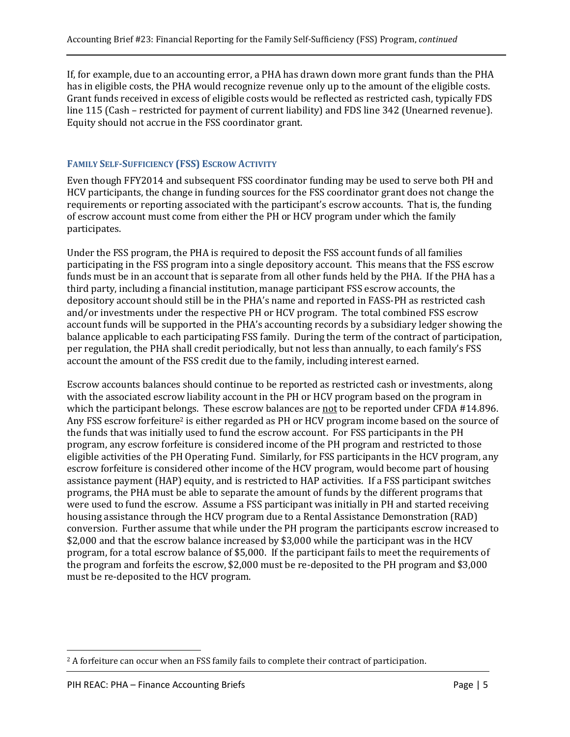If, for example, due to an accounting error, a PHA has drawn down more grant funds than the PHA has in eligible costs, the PHA would recognize revenue only up to the amount of the eligible costs. Grant funds received in excess of eligible costs would be reflected as restricted cash, typically FDS line 115 (Cash – restricted for payment of current liability) and FDS line 342 (Unearned revenue). Equity should not accrue in the FSS coordinator grant.

### FAMILY SELF-SUFFICIENCY (FSS) ESCROW ACTIVITY

Even though FFY2014 and subsequent FSS coordinator funding may be used to serve both PH and HCV participants, the change in funding sources for the FSS coordinator grant does not change the requirements or reporting associated with the participant's escrow accounts. That is, the funding of escrow account must come from either the PH or HCV program under which the family participates.

Under the FSS program, the PHA is required to deposit the FSS account funds of all families participating in the FSS program into a single depository account. This means that the FSS escrow funds must be in an account that is separate from all other funds held by the PHA. If the PHA has a third party, including a financial institution, manage participant FSS escrow accounts, the depository account should still be in the PHA's name and reported in FASS-PH as restricted cash and/or investments under the respective PH or HCV program. The total combined FSS escrow account funds will be supported in the PHA's accounting records by a subsidiary ledger showing the balance applicable to each participating FSS family. During the term of the contract of participation, per regulation, the PHA shall credit periodically, but not less than annually, to each family's FSS account the amount of the FSS credit due to the family, including interest earned.

Escrow accounts balances should continue to be reported as restricted cash or investments, along with the associated escrow liability account in the PH or HCV program based on the program in which the participant belongs. These escrow balances are <u>not</u> to be reported under CFDA #14.896. Any FSS escrow forfeiture[2] is either regarded as PH or HCV program income based on the source of the funds that was initially used to fund the escrow account. For FSS participants in the PH program, any escrow forfeiture is considered income of the PH program and restricted to those eligible activities of the PH Operating Fund. Similarly, for FSS participants in the HCV program, any escrow forfeiture is considered other income of the HCV program, would become part of housing assistance payment (HAP) equity, and is restricted to HAP activities. If a FSS participant switches programs, the PHA must be able to separate the amount of funds by the different programs that were used to fund the escrow. Assume a FSS participant was initially in PH and started receiving housing assistance through the HCV program due to a Rental Assistance Demonstration (RAD) conversion. Further assume that while under the PH program the participants escrow increased to $2,000 and that the escrow balance increased by $3,000 while the participant was in the HCV program, for a total escrow balance of $5,000. If the participant fails to meet the requirements of the program and forfeits the escrow, $2,000 must be re-deposited to the PH program and $3,000 must be re-deposited to the HCV program.

---

[2] A forfeiture can occur when an FSS family fails to complete their contract of participation.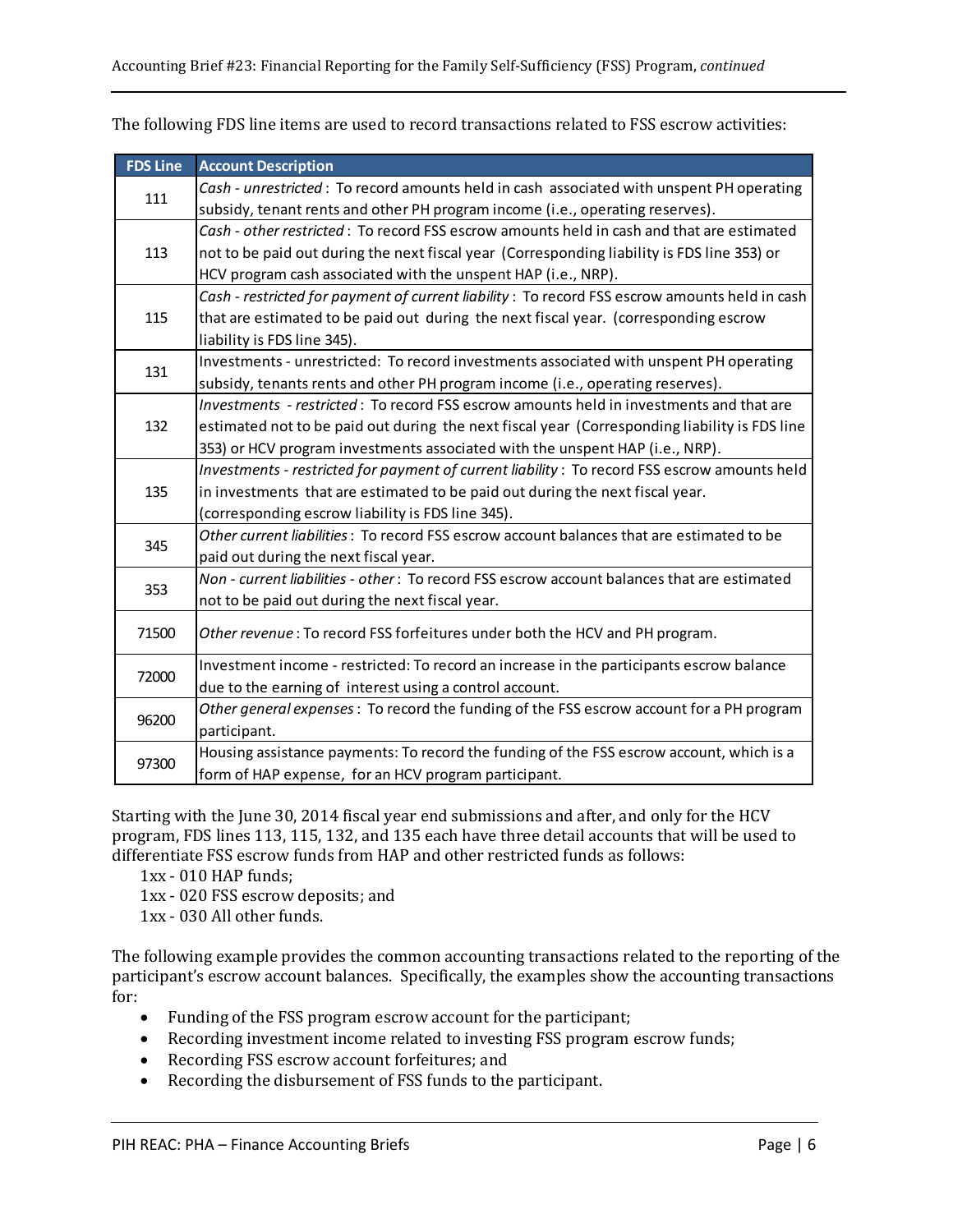The following FDS line items are used to record transactions related to FSS escrow activities:

| FDS Line | Account Description |
|---|---|
| 111 | *Cash - unrestricted*: To record amounts held in cash associated with unspent PH operating subsidy, tenant rents and other PH program income (i.e., operating reserves). |
| 113 | *Cash - other restricted*: To record FSS escrow amounts held in cash and that are estimated not to be paid out during the next fiscal year (Corresponding liability is FDS line 353) or HCV program cash associated with the unspent HAP (i.e., NRP). |
| 115 | *Cash - restricted for payment of current liability*: To record FSS escrow amounts held in cash that are estimated to be paid out during the next fiscal year. (corresponding escrow liability is FDS line 345). |
| 131 | Investments - unrestricted: To record investments associated with unspent PH operating subsidy, tenants rents and other PH program income (i.e., operating reserves). |
| 132 | *Investments - restricted*: To record FSS escrow amounts held in investments and that are estimated not to be paid out during the next fiscal year (Corresponding liability is FDS line 353) or HCV program investments associated with the unspent HAP (i.e., NRP). |
| 135 | *Investments - restricted for payment of current liability*: To record FSS escrow amounts held in investments that are estimated to be paid out during the next fiscal year. (corresponding escrow liability is FDS line 345). |
| 345 | *Other current liabilities*: To record FSS escrow account balances that are estimated to be paid out during the next fiscal year. |
| 353 | *Non - current liabilities - other*: To record FSS escrow account balances that are estimated not to be paid out during the next fiscal year. |
| 71500 | *Other revenue*: To record FSS forfeitures under both the HCV and PH program. |
| 72000 | Investment income - restricted: To record an increase in the participants escrow balance due to the earning of interest using a control account. |
| 96200 | *Other general expenses*: To record the funding of the FSS escrow account for a PH program participant. |
| 97300 | Housing assistance payments: To record the funding of the FSS escrow account, which is a form of HAP expense, for an HCV program participant. |

Starting with the June 30, 2014 fiscal year end submissions and after, and only for the HCV program, FDS lines 113, 115, 132, and 135 each have three detail accounts that will be used to differentiate FSS escrow funds from HAP and other restricted funds as follows:

1xx - 010 HAP funds;
1xx - 020 FSS escrow deposits; and
1xx - 030 All other funds.

The following example provides the common accounting transactions related to the reporting of the participant's escrow account balances. Specifically, the examples show the accounting transactions for:

- Funding of the FSS program escrow account for the participant;
- Recording investment income related to investing FSS program escrow funds;
- Recording FSS escrow account forfeitures; and
- Recording the disbursement of FSS funds to the participant.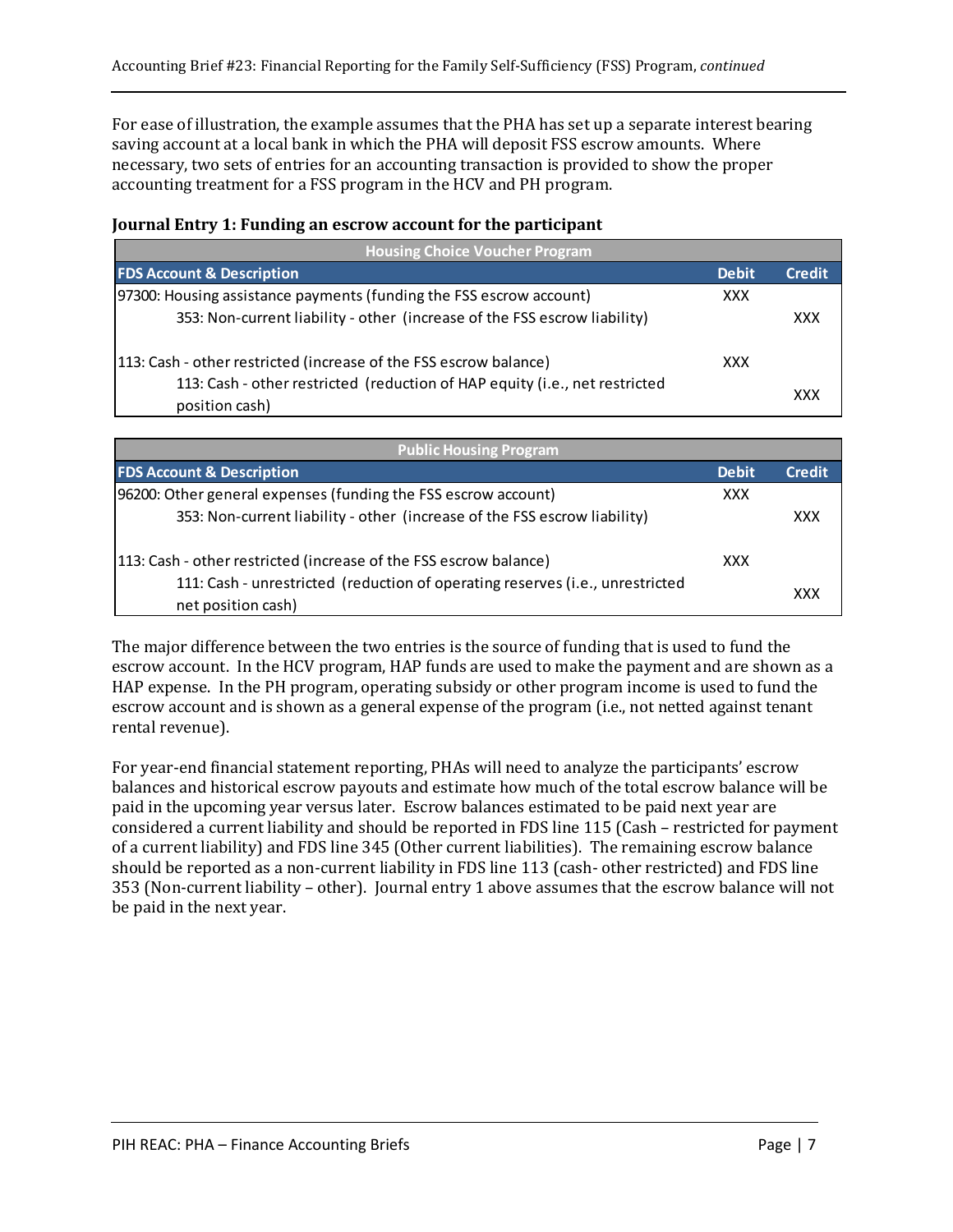For ease of illustration, the example assumes that the PHA has set up a separate interest bearing saving account at a local bank in which the PHA will deposit FSS escrow amounts. Where necessary, two sets of entries for an accounting transaction is provided to show the proper accounting treatment for a FSS program in the HCV and PH program.

**Journal Entry 1: Funding an escrow account for the participant**

| Housing Choice Voucher Program | | |
|---|---|---|
| **FDS Account & Description** | **Debit** | **Credit** |
| 97300: Housing assistance payments (funding the FSS escrow account) | XXX | |
| 353: Non-current liability - other (increase of the FSS escrow liability) | | XXX |
| | | |
| 113: Cash - other restricted (increase of the FSS escrow balance) | XXX | |
| 113: Cash - other restricted (reduction of HAP equity (i.e., net restricted position cash) | | XXX |

| Public Housing Program | | |
|---|---|---|
| **FDS Account & Description** | **Debit** | **Credit** |
| 96200: Other general expenses (funding the FSS escrow account) | XXX | |
| 353: Non-current liability - other (increase of the FSS escrow liability) | | XXX |
| | | |
| 113: Cash - other restricted (increase of the FSS escrow balance) | XXX | |
| 111: Cash - unrestricted (reduction of operating reserves (i.e., unrestricted net position cash) | | XXX |

The major difference between the two entries is the source of funding that is used to fund the escrow account. In the HCV program, HAP funds are used to make the payment and are shown as a HAP expense. In the PH program, operating subsidy or other program income is used to fund the escrow account and is shown as a general expense of the program (i.e., not netted against tenant rental revenue).

For year-end financial statement reporting, PHAs will need to analyze the participants' escrow balances and historical escrow payouts and estimate how much of the total escrow balance will be paid in the upcoming year versus later. Escrow balances estimated to be paid next year are considered a current liability and should be reported in FDS line 115 (Cash – restricted for payment of a current liability) and FDS line 345 (Other current liabilities). The remaining escrow balance should be reported as a non-current liability in FDS line 113 (cash- other restricted) and FDS line 353 (Non-current liability – other). Journal entry 1 above assumes that the escrow balance will not be paid in the next year.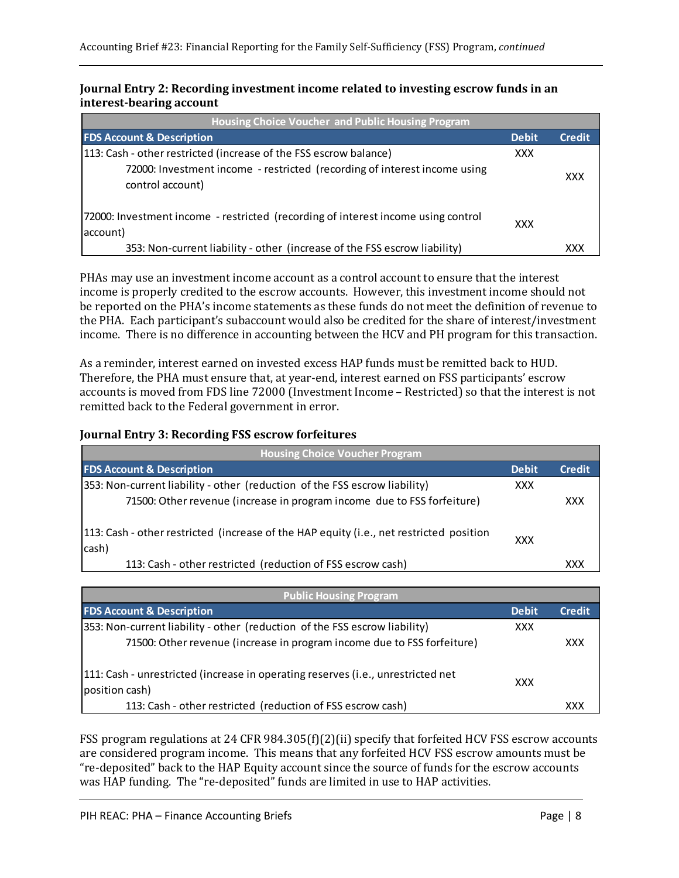### Journal Entry 2: Recording investment income related to investing escrow funds in an interest-bearing account

| Housing Choice Voucher and Public Housing Program | | |
|---|---|---|
| **FDS Account & Description** | **Debit** | **Credit** |
| 113: Cash - other restricted (increase of the FSS escrow balance) | XXX | |
| 72000: Investment income - restricted (recording of interest income using control account) | | XXX |
| 72000: Investment income - restricted (recording of interest income using control account) | XXX | |
| 353: Non-current liability - other (increase of the FSS escrow liability) | | XXX |

PHAs may use an investment income account as a control account to ensure that the interest income is properly credited to the escrow accounts. However, this investment income should not be reported on the PHA's income statements as these funds do not meet the definition of revenue to the PHA. Each participant's subaccount would also be credited for the share of interest/investment income. There is no difference in accounting between the HCV and PH program for this transaction.

As a reminder, interest earned on invested excess HAP funds must be remitted back to HUD. Therefore, the PHA must ensure that, at year-end, interest earned on FSS participants' escrow accounts is moved from FDS line 72000 (Investment Income – Restricted) so that the interest is not remitted back to the Federal government in error.

### Journal Entry 3: Recording FSS escrow forfeitures

| Housing Choice Voucher Program | | |
|---|---|---|
| **FDS Account & Description** | **Debit** | **Credit** |
| 353: Non-current liability - other (reduction of the FSS escrow liability) | XXX | |
| 71500: Other revenue (increase in program income due to FSS forfeiture) | | XXX |
| 113: Cash - other restricted (increase of the HAP equity (i.e., net restricted position cash) | XXX | |
| 113: Cash - other restricted (reduction of FSS escrow cash) | | XXX |

| Public Housing Program | | |
|---|---|---|
| **FDS Account & Description** | **Debit** | **Credit** |
| 353: Non-current liability - other (reduction of the FSS escrow liability) | XXX | |
| 71500: Other revenue (increase in program income due to FSS forfeiture) | | XXX |
| 111: Cash - unrestricted (increase in operating reserves (i.e., unrestricted net position cash) | XXX | |
| 113: Cash - other restricted (reduction of FSS escrow cash) | | XXX |

FSS program regulations at 24 CFR 984.305(f)(2)(ii) specify that forfeited HCV FSS escrow accounts are considered program income. This means that any forfeited HCV FSS escrow amounts must be "re-deposited" back to the HAP Equity account since the source of funds for the escrow accounts was HAP funding. The "re-deposited" funds are limited in use to HAP activities.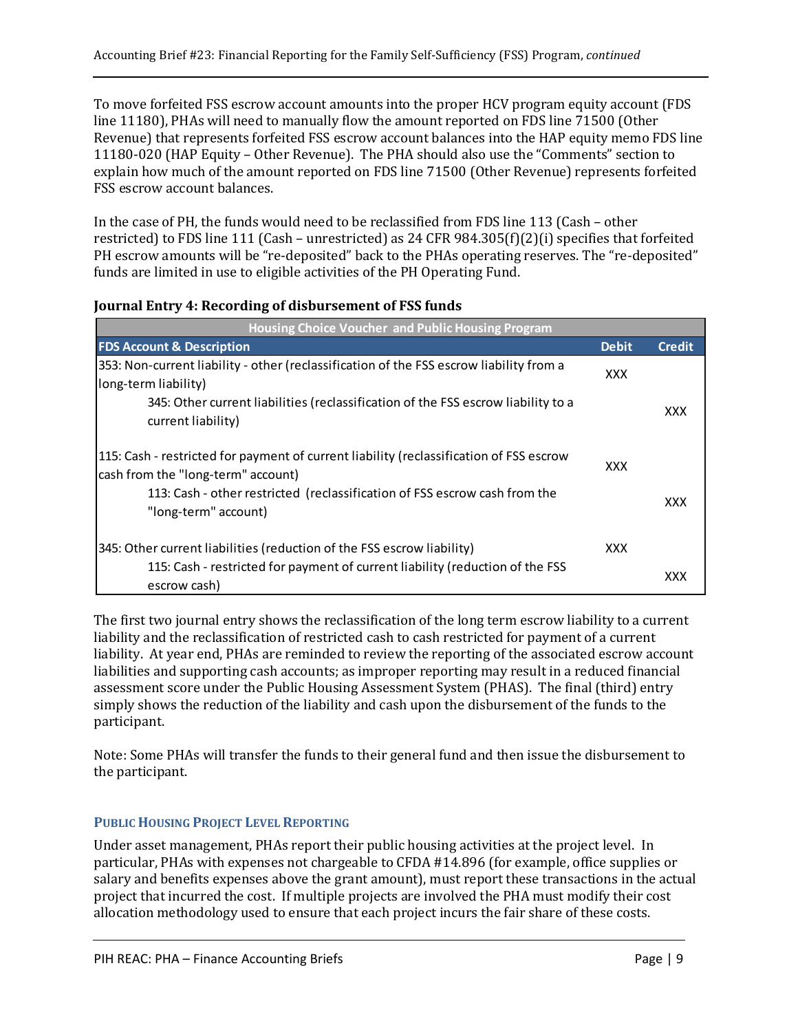To move forfeited FSS escrow account amounts into the proper HCV program equity account (FDS line 11180), PHAs will need to manually flow the amount reported on FDS line 71500 (Other Revenue) that represents forfeited FSS escrow account balances into the HAP equity memo FDS line 11180-020 (HAP Equity – Other Revenue). The PHA should also use the "Comments" section to explain how much of the amount reported on FDS line 71500 (Other Revenue) represents forfeited FSS escrow account balances.

In the case of PH, the funds would need to be reclassified from FDS line 113 (Cash – other restricted) to FDS line 111 (Cash – unrestricted) as 24 CFR 984.305(f)(2)(i) specifies that forfeited PH escrow amounts will be "re-deposited" back to the PHAs operating reserves. The "re-deposited" funds are limited in use to eligible activities of the PH Operating Fund.

**Journal Entry 4: Recording of disbursement of FSS funds**

| Housing Choice Voucher and Public Housing Program | | |
|---|---|---|
| **FDS Account & Description** | **Debit** | **Credit** |
| 353: Non-current liability - other (reclassification of the FSS escrow liability from a long-term liability) | XXX | |
| 345: Other current liabilities (reclassification of the FSS escrow liability to a current liability) | | XXX |
| 115: Cash - restricted for payment of current liability (reclassification of FSS escrow cash from the "long-term" account) | XXX | |
| 113: Cash - other restricted (reclassification of FSS escrow cash from the "long-term" account) | | XXX |
| 345: Other current liabilities (reduction of the FSS escrow liability) | XXX | |
| 115: Cash - restricted for payment of current liability (reduction of the FSS escrow cash) | | XXX |

The first two journal entry shows the reclassification of the long term escrow liability to a current liability and the reclassification of restricted cash to cash restricted for payment of a current liability. At year end, PHAs are reminded to review the reporting of the associated escrow account liabilities and supporting cash accounts; as improper reporting may result in a reduced financial assessment score under the Public Housing Assessment System (PHAS). The final (third) entry simply shows the reduction of the liability and cash upon the disbursement of the funds to the participant.

Note: Some PHAs will transfer the funds to their general fund and then issue the disbursement to the participant.

### PUBLIC HOUSING PROJECT LEVEL REPORTING

Under asset management, PHAs report their public housing activities at the project level. In particular, PHAs with expenses not chargeable to CFDA #14.896 (for example, office supplies or salary and benefits expenses above the grant amount), must report these transactions in the actual project that incurred the cost. If multiple projects are involved the PHA must modify their cost allocation methodology used to ensure that each project incurs the fair share of these costs.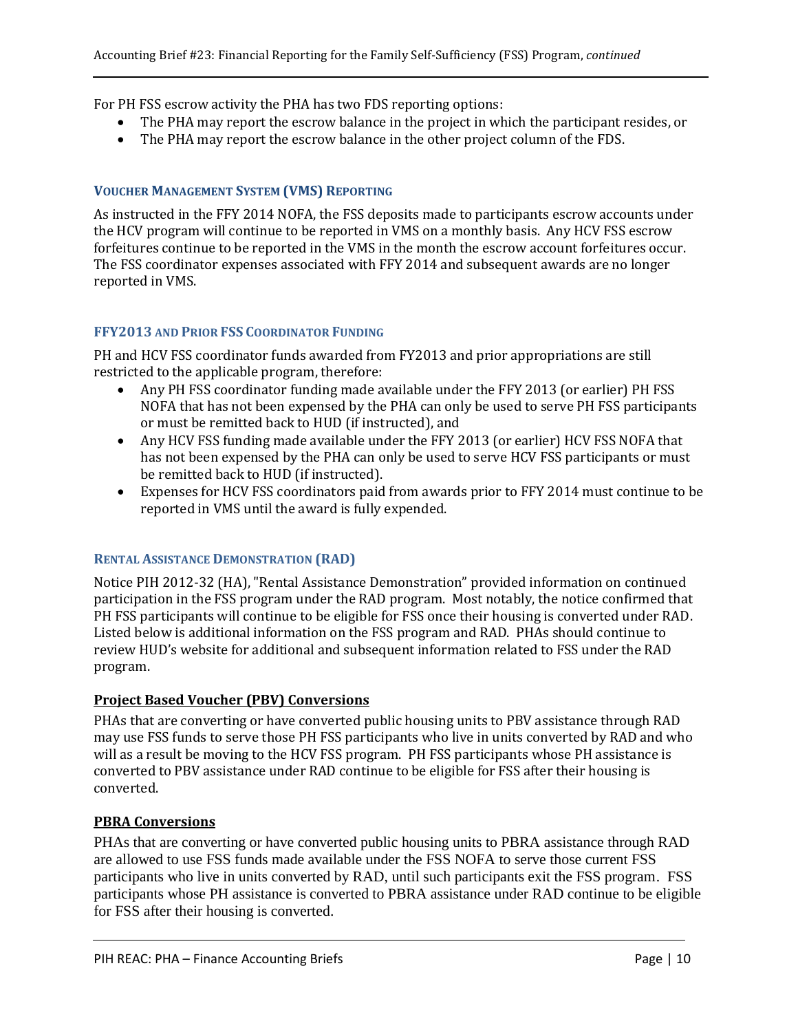For PH FSS escrow activity the PHA has two FDS reporting options:

- The PHA may report the escrow balance in the project in which the participant resides, or
- The PHA may report the escrow balance in the other project column of the FDS.

### Voucher Management System (VMS) Reporting

As instructed in the FFY 2014 NOFA, the FSS deposits made to participants escrow accounts under the HCV program will continue to be reported in VMS on a monthly basis. Any HCV FSS escrow forfeitures continue to be reported in the VMS in the month the escrow account forfeitures occur. The FSS coordinator expenses associated with FFY 2014 and subsequent awards are no longer reported in VMS.

### FFY2013 and Prior FSS Coordinator Funding

PH and HCV FSS coordinator funds awarded from FY2013 and prior appropriations are still restricted to the applicable program, therefore:

- Any PH FSS coordinator funding made available under the FFY 2013 (or earlier) PH FSS NOFA that has not been expensed by the PHA can only be used to serve PH FSS participants or must be remitted back to HUD (if instructed), and
- Any HCV FSS funding made available under the FFY 2013 (or earlier) HCV FSS NOFA that has not been expensed by the PHA can only be used to serve HCV FSS participants or must be remitted back to HUD (if instructed).
- Expenses for HCV FSS coordinators paid from awards prior to FFY 2014 must continue to be reported in VMS until the award is fully expended.

### Rental Assistance Demonstration (RAD)

Notice PIH 2012-32 (HA), "Rental Assistance Demonstration" provided information on continued participation in the FSS program under the RAD program. Most notably, the notice confirmed that PH FSS participants will continue to be eligible for FSS once their housing is converted under RAD. Listed below is additional information on the FSS program and RAD. PHAs should continue to review HUD's website for additional and subsequent information related to FSS under the RAD program.

#### Project Based Voucher (PBV) Conversions

PHAs that are converting or have converted public housing units to PBV assistance through RAD may use FSS funds to serve those PH FSS participants who live in units converted by RAD and who will as a result be moving to the HCV FSS program. PH FSS participants whose PH assistance is converted to PBV assistance under RAD continue to be eligible for FSS after their housing is converted.

#### PBRA Conversions

PHAs that are converting or have converted public housing units to PBRA assistance through RAD are allowed to use FSS funds made available under the FSS NOFA to serve those current FSS participants who live in units converted by RAD, until such participants exit the FSS program. FSS participants whose PH assistance is converted to PBRA assistance under RAD continue to be eligible for FSS after their housing is converted.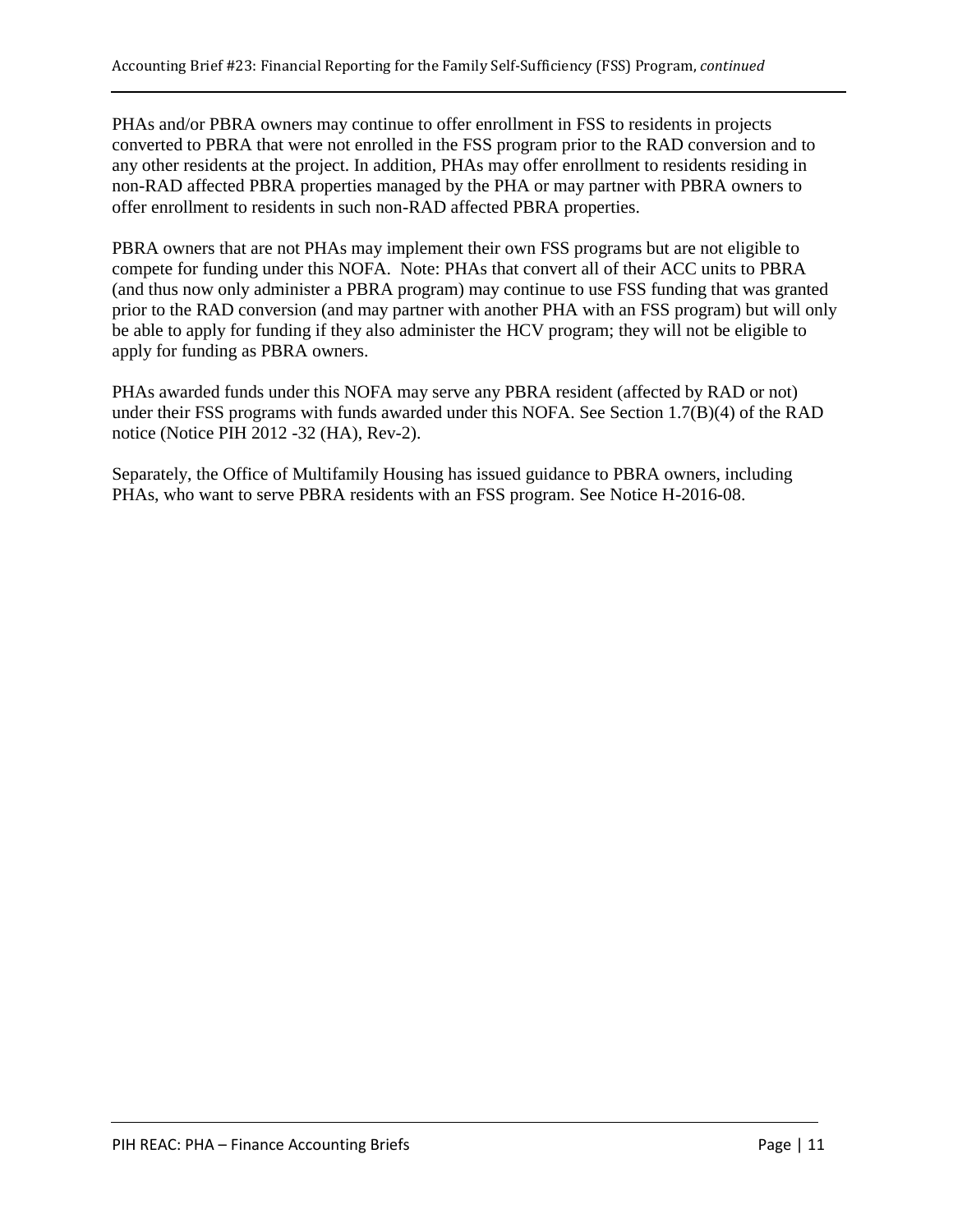PHAs and/or PBRA owners may continue to offer enrollment in FSS to residents in projects converted to PBRA that were not enrolled in the FSS program prior to the RAD conversion and to any other residents at the project. In addition, PHAs may offer enrollment to residents residing in non-RAD affected PBRA properties managed by the PHA or may partner with PBRA owners to offer enrollment to residents in such non-RAD affected PBRA properties.

PBRA owners that are not PHAs may implement their own FSS programs but are not eligible to compete for funding under this NOFA. Note: PHAs that convert all of their ACC units to PBRA (and thus now only administer a PBRA program) may continue to use FSS funding that was granted prior to the RAD conversion (and may partner with another PHA with an FSS program) but will only be able to apply for funding if they also administer the HCV program; they will not be eligible to apply for funding as PBRA owners.

PHAs awarded funds under this NOFA may serve any PBRA resident (affected by RAD or not) under their FSS programs with funds awarded under this NOFA. See Section 1.7(B)(4) of the RAD notice (Notice PIH 2012 -32 (HA), Rev-2).

Separately, the Office of Multifamily Housing has issued guidance to PBRA owners, including PHAs, who want to serve PBRA residents with an FSS program. See Notice H-2016-08.